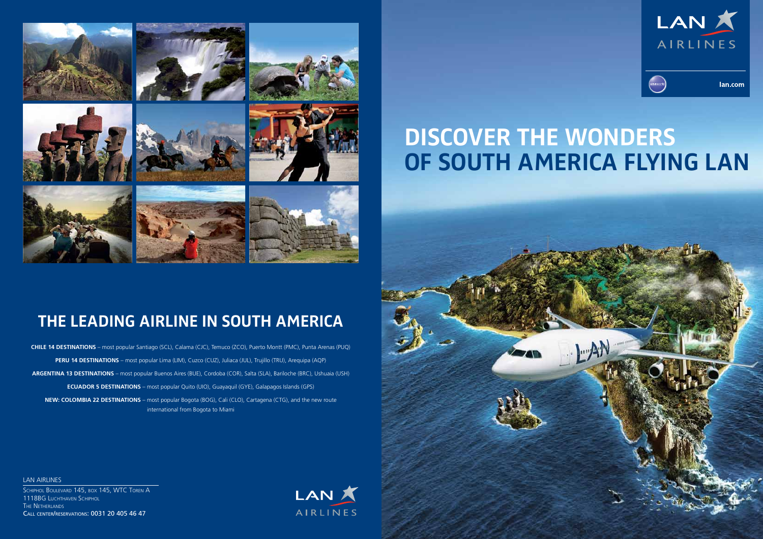# DISCOVER THE WONDERS OF SOUTH AMERICA FLYING LAN

LAN AIRLINES

lan.com

## THE LEADING AIRLINE IN SOUTH AMERICA

**CHILE 14 DESTINATIONS** – most popular Santiago (SCL), Calama (CJC), Temuco (ZCO), Puerto Montt (PMC), Punta Arenas (PUQ)

**PERU 14 DESTINATIONS** – most popular Lima (LIM), Cuzco (CUZ), Juliaca (JUL), Trujillo (TRU), Arequipa (AQP)

**ARGENTINA 13 DESTINATIONS** – most popular Buenos Aires (BUE), Cordoba (COR), Salta (SLA), Bariloche (BRC), Ushuaia (USH)

**ECUADOR 5 DESTINATIONS** – most popular Quito (UIO), Guayaquil (GYE), Galapagos Islands (GPS)

**NEW: COLOMBIA 22 DESTINATIONS** – most popular Bogota (BOG), Cali (CLO), Cartagena (CTG), and the new route international from Bogota to Miami

LAN AIRLINES

Schiphol Boulevard 145, box 145, WTC Toren A
1118BG Luchthaven Schiphol
The Netherlands
Call center/reservations: 0031 20 405 46 47

LAN AIRLINES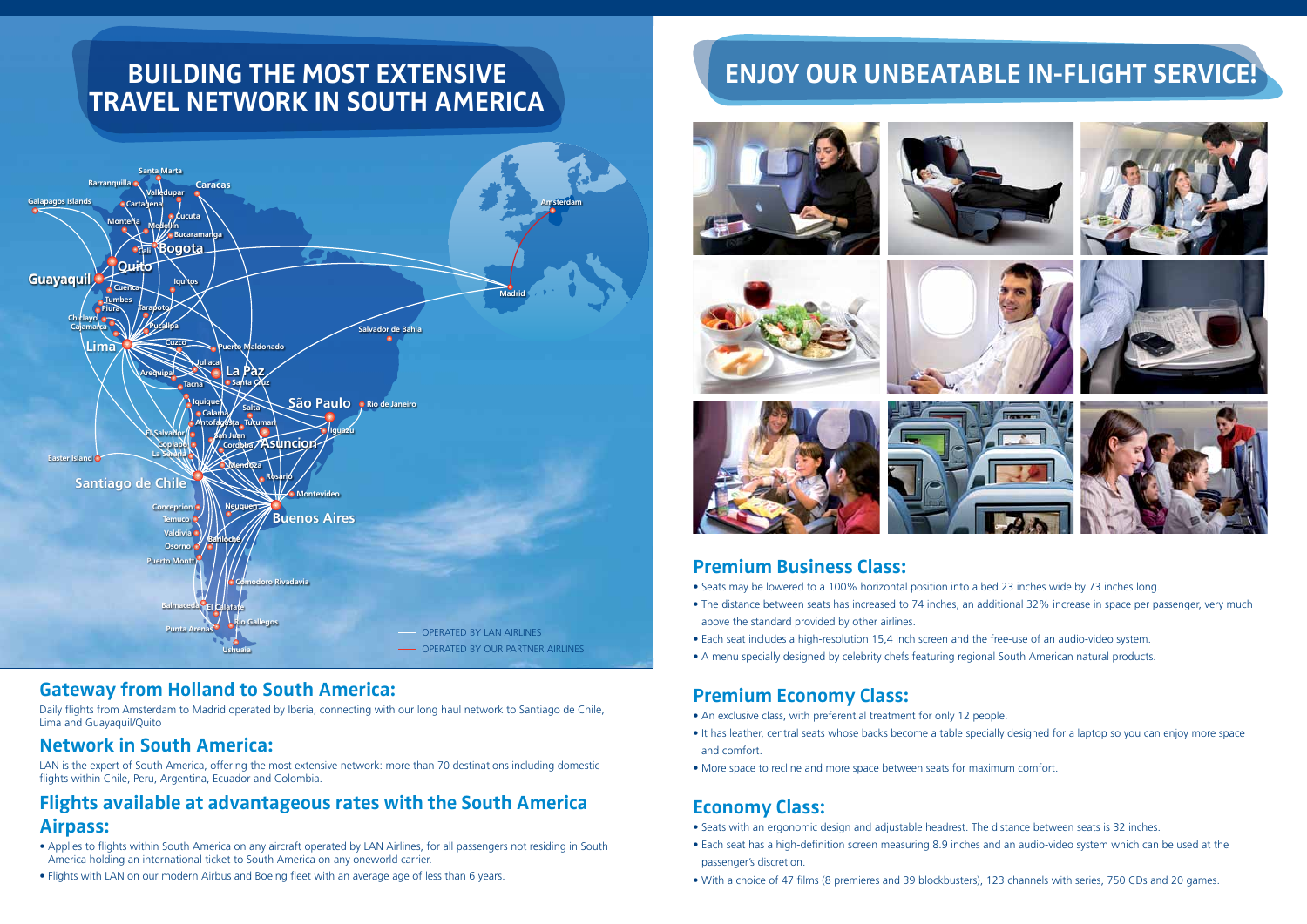# BUILDING THE MOST EXTENSIVE TRAVEL NETWORK IN SOUTH AMERICA

OPERATED BY LAN AIRLINES

OPERATED BY OUR PARTNER AIRLINES

## Gateway from Holland to South America:

Daily flights from Amsterdam to Madrid operated by Iberia, connecting with our long haul network to Santiago de Chile, Lima and Guayaquil/Quito

## Network in South America:

LAN is the expert of South America, offering the most extensive network: more than 70 destinations including domestic flights within Chile, Peru, Argentina, Ecuador and Colombia.

## Flights available at advantageous rates with the South America Airpass:

- Applies to flights within South America on any aircraft operated by LAN Airlines, for all passengers not residing in South America holding an international ticket to South America on any oneworld carrier.
- Flights with LAN on our modern Airbus and Boeing fleet with an average age of less than 6 years.

# ENJOY OUR UNBEATABLE IN-FLIGHT SERVICE!

## Premium Business Class:

- Seats may be lowered to a 100% horizontal position into a bed 23 inches wide by 73 inches long.
- The distance between seats has increased to 74 inches, an additional 32% increase in space per passenger, very much above the standard provided by other airlines.
- Each seat includes a high-resolution 15,4 inch screen and the free-use of an audio-video system.
- A menu specially designed by celebrity chefs featuring regional South American natural products.

## Premium Economy Class:

- An exclusive class, with preferential treatment for only 12 people.
- It has leather, central seats whose backs become a table specially designed for a laptop so you can enjoy more space and comfort.
- More space to recline and more space between seats for maximum comfort.

## Economy Class:

- Seats with an ergonomic design and adjustable headrest. The distance between seats is 32 inches.
- Each seat has a high-definition screen measuring 8.9 inches and an audio-video system which can be used at the passenger's discretion.
- With a choice of 47 films (8 premieres and 39 blockbusters), 123 channels with series, 750 CDs and 20 games.